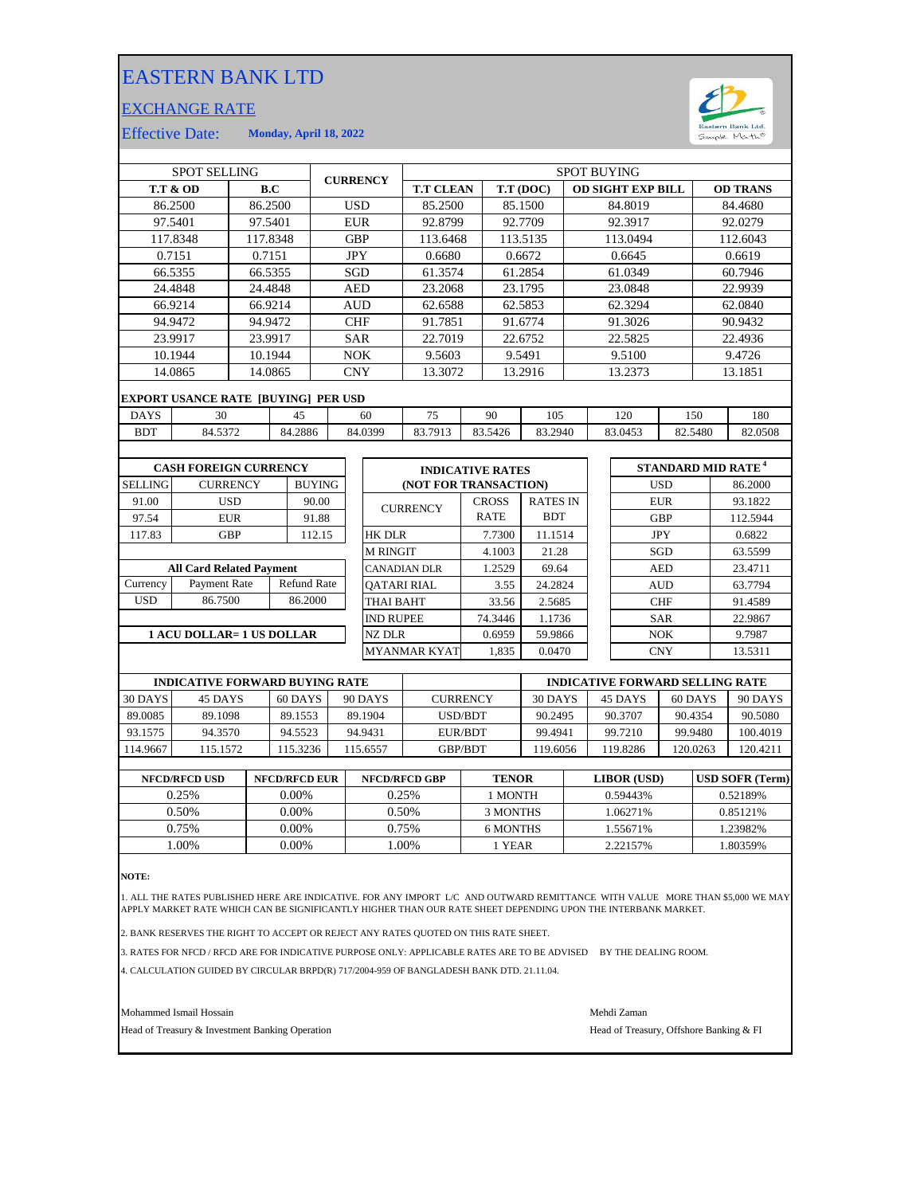# EASTERN BANK LTD

## EXCHANGE RATE

Effective Date: **Monday, April 18, 2022**

| SPOT SELLING | | CURRENCY | SPOT BUYING | | | |
|---|---|---|---|---|---|---|
| **T.T & OD** | **B.C** | | **T.T CLEAN** | **T.T (DOC)** | **OD SIGHT EXP BILL** | **OD TRANS** |
| 86.2500 | 86.2500 | USD | 85.2500 | 85.1500 | 84.8019 | 84.4680 |
| 97.5401 | 97.5401 | EUR | 92.8799 | 92.7709 | 92.3917 | 92.0279 |
| 117.8348 | 117.8348 | GBP | 113.6468 | 113.5135 | 113.0494 | 112.6043 |
| 0.7151 | 0.7151 | JPY | 0.6680 | 0.6672 | 0.6645 | 0.6619 |
| 66.5355 | 66.5355 | SGD | 61.3574 | 61.2854 | 61.0349 | 60.7946 |
| 24.4848 | 24.4848 | AED | 23.2068 | 23.1795 | 23.0848 | 22.9939 |
| 66.9214 | 66.9214 | AUD | 62.6588 | 62.5853 | 62.3294 | 62.0840 |
| 94.9472 | 94.9472 | CHF | 91.7851 | 91.6774 | 91.3026 | 90.9432 |
| 23.9917 | 23.9917 | SAR | 22.7019 | 22.6752 | 22.5825 | 22.4936 |
| 10.1944 | 10.1944 | NOK | 9.5603 | 9.5491 | 9.5100 | 9.4726 |
| 14.0865 | 14.0865 | CNY | 13.3072 | 13.2916 | 13.2373 | 13.1851 |

**EXPORT USANCE RATE [BUYING] PER USD**

| DAYS | 30 | 45 | 60 | 75 | 90 | 105 | 120 | 150 | 180 |
|---|---|---|---|---|---|---|---|---|---|
| BDT | 84.5372 | 84.2886 | 84.0399 | 83.7913 | 83.5426 | 83.2940 | 83.0453 | 82.5480 | 82.0508 |

**CASH FOREIGN CURRENCY**

| SELLING | CURRENCY | BUYING |
|---|---|---|
| 91.00 | USD | 90.00 |
| 97.54 | EUR | 91.88 |
| 117.83 | GBP | 112.15 |

**All Card Related Payment**

| Currency | Payment Rate | Refund Rate |
|---|---|---|
| USD | 86.7500 | 86.2000 |

**1 ACU DOLLAR= 1 US DOLLAR**

**INDICATIVE RATES (NOT FOR TRANSACTION)**

| CURRENCY | CROSS RATE | RATES IN BDT |
|---|---|---|
| HK DLR | 7.7300 | 11.1514 |
| M RINGIT | 4.1003 | 21.28 |
| CANADIAN DLR | 1.2529 | 69.64 |
| QATARI RIAL | 3.55 | 24.2824 |
| THAI BAHT | 33.56 | 2.5685 |
| IND RUPEE | 74.3446 | 1.1736 |
| NZ DLR | 0.6959 | 59.9866 |
| MYANMAR KYAT | 1,835 | 0.0470 |

**STANDARD MID RATE [4]**

| Currency | Rate |
|---|---|
| USD | 86.2000 |
| EUR | 93.1822 |
| GBP | 112.5944 |
| JPY | 0.6822 |
| SGD | 63.5599 |
| AED | 23.4711 |
| AUD | 63.7794 |
| CHF | 91.4589 |
| SAR | 22.9867 |
| NOK | 9.7987 |
| CNY | 13.5311 |

| INDICATIVE FORWARD BUYING RATE | | | | CURRENCY | INDICATIVE FORWARD SELLING RATE | | | |
|---|---|---|---|---|---|---|---|---|
| 30 DAYS | 45 DAYS | 60 DAYS | 90 DAYS | | 30 DAYS | 45 DAYS | 60 DAYS | 90 DAYS |
| 89.0085 | 89.1098 | 89.1553 | 89.1904 | USD/BDT | 90.2495 | 90.3707 | 90.4354 | 90.5080 |
| 93.1575 | 94.3570 | 94.5523 | 94.9431 | EUR/BDT | 99.4941 | 99.7210 | 99.9480 | 100.4019 |
| 114.9667 | 115.1572 | 115.3236 | 115.6557 | GBP/BDT | 119.6056 | 119.8286 | 120.0263 | 120.4211 |

| NFCD/RFCD USD | NFCD/RFCD EUR | NFCD/RFCD GBP | TENOR | LIBOR (USD) | USD SOFR (Term) |
|---|---|---|---|---|---|
| 0.25% | 0.00% | 0.25% | 1 MONTH | 0.59443% | 0.52189% |
| 0.50% | 0.00% | 0.50% | 3 MONTHS | 1.06271% | 0.85121% |
| 0.75% | 0.00% | 0.75% | 6 MONTHS | 1.55671% | 1.23982% |
| 1.00% | 0.00% | 1.00% | 1 YEAR | 2.22157% | 1.80359% |

**NOTE:**

1. ALL THE RATES PUBLISHED HERE ARE INDICATIVE. FOR ANY IMPORT L/C AND OUTWARD REMITTANCE WITH VALUE MORE THAN $5,000 WE MAY APPLY MARKET RATE WHICH CAN BE SIGNIFICANTLY HIGHER THAN OUR RATE SHEET DEPENDING UPON THE INTERBANK MARKET.

2. BANK RESERVES THE RIGHT TO ACCEPT OR REJECT ANY RATES QUOTED ON THIS RATE SHEET.

3. RATES FOR NFCD / RFCD ARE FOR INDICATIVE PURPOSE ONLY: APPLICABLE RATES ARE TO BE ADVISED BY THE DEALING ROOM.

4. CALCULATION GUIDED BY CIRCULAR BRPD(R) 717/2004-959 OF BANGLADESH BANK DTD. 21.11.04.

Mohammed Ismail Hossain
Head of Treasury & Investment Banking Operation

Mehdi Zaman
Head of Treasury, Offshore Banking & FI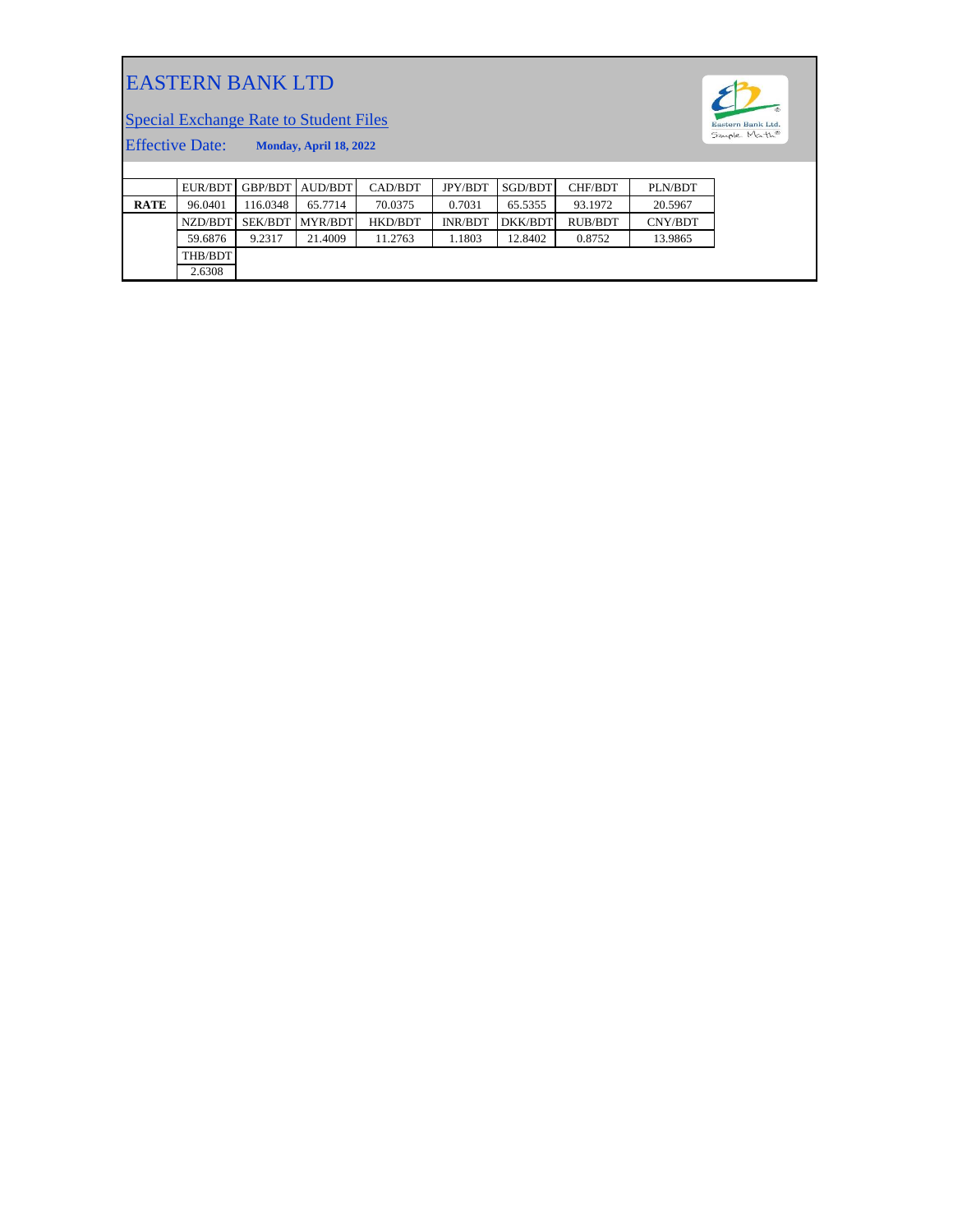# EASTERN BANK LTD

Special Exchange Rate to Student Files

Effective Date: **Monday, April 18, 2022**

| | | | | | | | | |
|---|---|---|---|---|---|---|---|---|
| | EUR/BDT | GBP/BDT | AUD/BDT | CAD/BDT | JPY/BDT | SGD/BDT | CHF/BDT | PLN/BDT |
| **RATE** | 96.0401 | 116.0348 | 65.7714 | 70.0375 | 0.7031 | 65.5355 | 93.1972 | 20.5967 |
| | NZD/BDT | SEK/BDT | MYR/BDT | HKD/BDT | INR/BDT | DKK/BDT | RUB/BDT | CNY/BDT |
| | 59.6876 | 9.2317 | 21.4009 | 11.2763 | 1.1803 | 12.8402 | 0.8752 | 13.9865 |
| | THB/BDT | | | | | | | |
| | 2.6308 | | | | | | | |